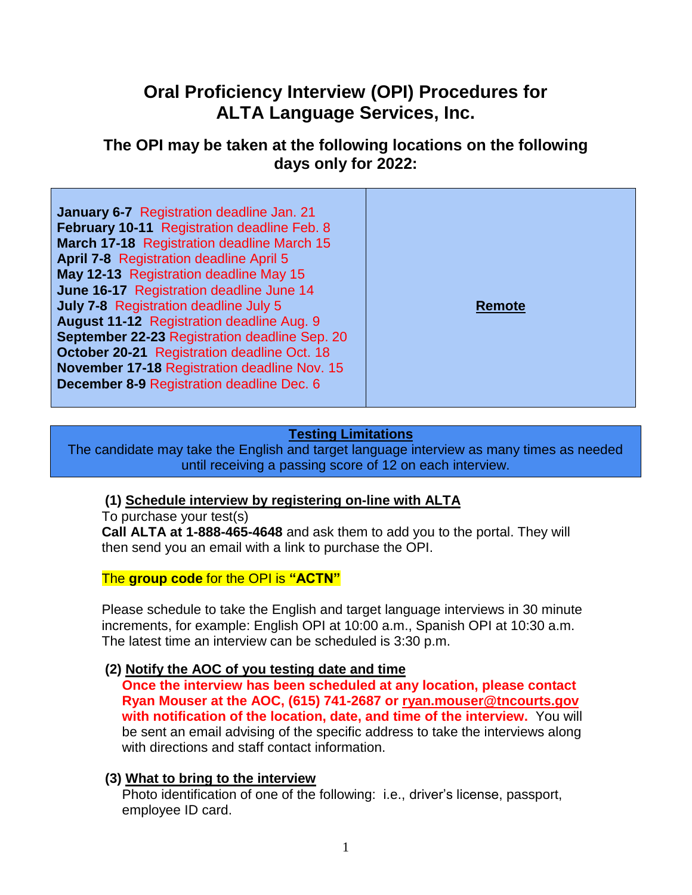# Oral Proficiency Interview (OPI) Procedures for ALTA Language Services, Inc.

## The OPI may be taken at the following locations on the following days only for 2022:

| Dates | Location |
| --- | --- |
| **January 6-7** Registration deadline Jan. 21<br>**February 10-11** Registration deadline Feb. 8<br>**March 17-18** Registration deadline March 15<br>**April 7-8** Registration deadline April 5<br>**May 12-13** Registration deadline May 15<br>**June 16-17** Registration deadline June 14<br>**July 7-8** Registration deadline July 5<br>**August 11-12** Registration deadline Aug. 9<br>**September 22-23** Registration deadline Sep. 20<br>**October 20-21** Registration deadline Oct. 18<br>**November 17-18** Registration deadline Nov. 15<br>**December 8-9** Registration deadline Dec. 6 | **Remote** |

**Testing Limitations**

The candidate may take the English and target language interview as many times as needed until receiving a passing score of 12 on each interview.

### (1) Schedule interview by registering on-line with ALTA

To purchase your test(s)

**Call ALTA at 1-888-465-4648** and ask them to add you to the portal. They will then send you an email with a link to purchase the OPI.

The **group code** for the OPI is **"ACTN"**

Please schedule to take the English and target language interviews in 30 minute increments, for example: English OPI at 10:00 a.m., Spanish OPI at 10:30 a.m. The latest time an interview can be scheduled is 3:30 p.m.

### (2) Notify the AOC of you testing date and time

**Once the interview has been scheduled at any location, please contact Ryan Mouser at the AOC, (615) 741-2687 or ryan.mouser@tncourts.gov with notification of the location, date, and time of the interview.** You will be sent an email advising of the specific address to take the interviews along with directions and staff contact information.

### (3) What to bring to the interview

Photo identification of one of the following: i.e., driver's license, passport, employee ID card.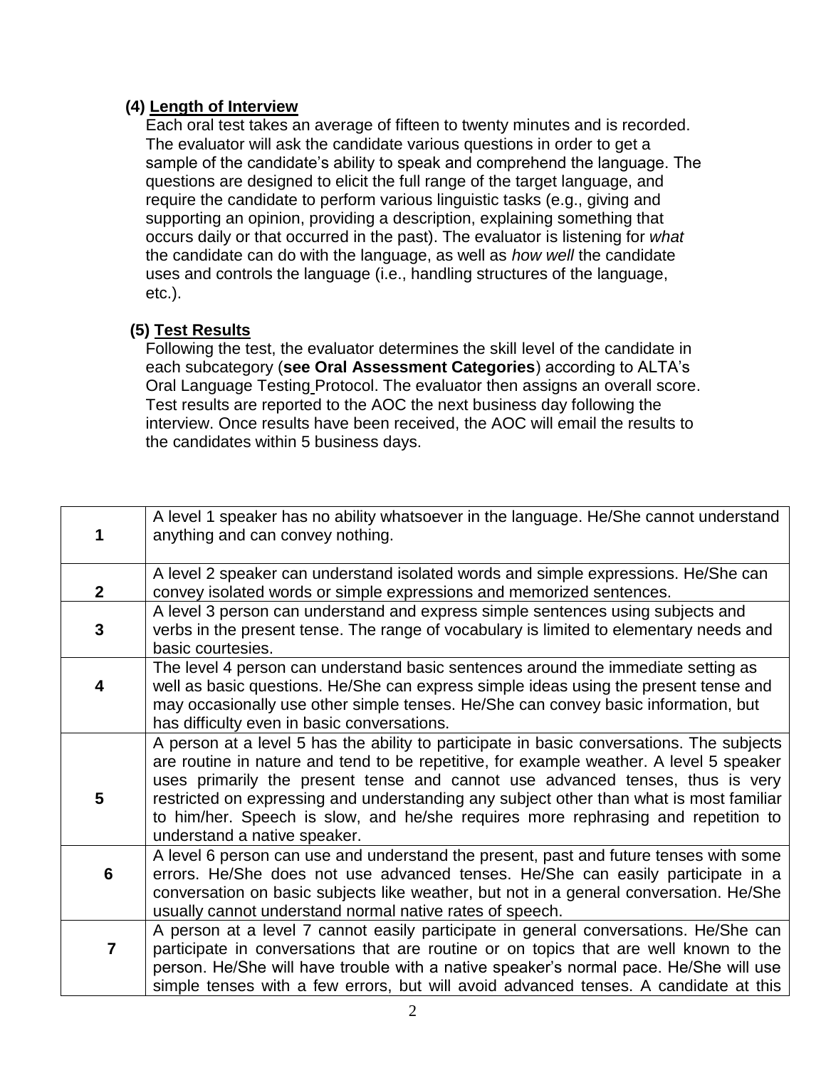### (4) Length of Interview

Each oral test takes an average of fifteen to twenty minutes and is recorded. The evaluator will ask the candidate various questions in order to get a sample of the candidate's ability to speak and comprehend the language. The questions are designed to elicit the full range of the target language, and require the candidate to perform various linguistic tasks (e.g., giving and supporting an opinion, providing a description, explaining something that occurs daily or that occurred in the past). The evaluator is listening for *what* the candidate can do with the language, as well as *how well* the candidate uses and controls the language (i.e., handling structures of the language, etc.).

### (5) Test Results

Following the test, the evaluator determines the skill level of the candidate in each subcategory (**see Oral Assessment Categories**) according to ALTA's Oral Language Testing Protocol. The evaluator then assigns an overall score. Test results are reported to the AOC the next business day following the interview. Once results have been received, the AOC will email the results to the candidates within 5 business days.

| | |
|---|---|
| **1** | A level 1 speaker has no ability whatsoever in the language. He/She cannot understand anything and can convey nothing. |
| **2** | A level 2 speaker can understand isolated words and simple expressions. He/She can convey isolated words or simple expressions and memorized sentences. |
| **3** | A level 3 person can understand and express simple sentences using subjects and verbs in the present tense. The range of vocabulary is limited to elementary needs and basic courtesies. |
| **4** | The level 4 person can understand basic sentences around the immediate setting as well as basic questions. He/She can express simple ideas using the present tense and may occasionally use other simple tenses. He/She can convey basic information, but has difficulty even in basic conversations. |
| **5** | A person at a level 5 has the ability to participate in basic conversations. The subjects are routine in nature and tend to be repetitive, for example weather. A level 5 speaker uses primarily the present tense and cannot use advanced tenses, thus is very restricted on expressing and understanding any subject other than what is most familiar to him/her. Speech is slow, and he/she requires more rephrasing and repetition to understand a native speaker. |
| **6** | A level 6 person can use and understand the present, past and future tenses with some errors. He/She does not use advanced tenses. He/She can easily participate in a conversation on basic subjects like weather, but not in a general conversation. He/She usually cannot understand normal native rates of speech. |
| **7** | A person at a level 7 cannot easily participate in general conversations. He/She can participate in conversations that are routine or on topics that are well known to the person. He/She will have trouble with a native speaker's normal pace. He/She will use simple tenses with a few errors, but will avoid advanced tenses. A candidate at this |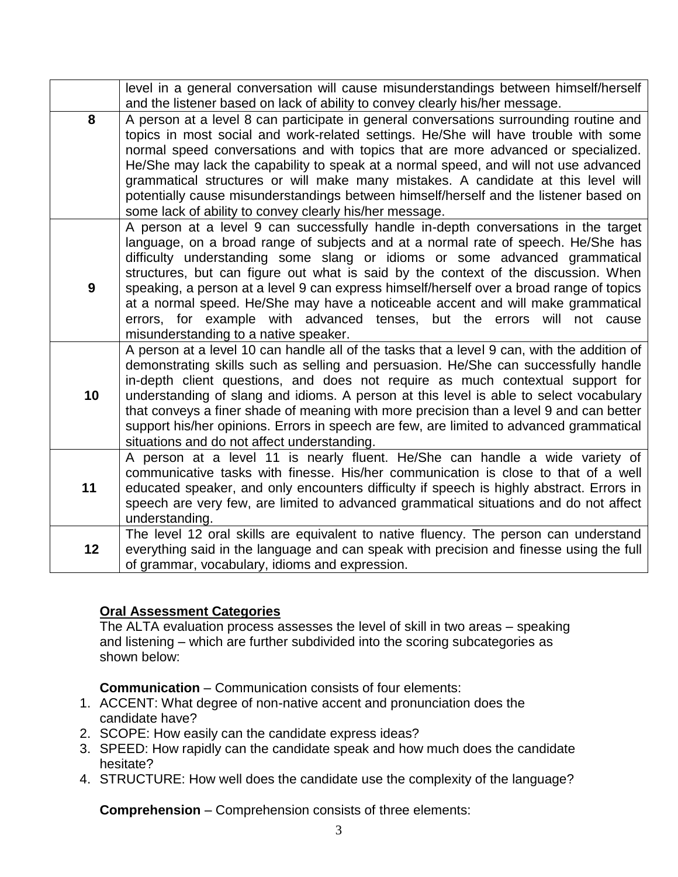| | |
|---|---|
| | level in a general conversation will cause misunderstandings between himself/herself and the listener based on lack of ability to convey clearly his/her message. |
| **8** | A person at a level 8 can participate in general conversations surrounding routine and topics in most social and work-related settings. He/She will have trouble with some normal speed conversations and with topics that are more advanced or specialized. He/She may lack the capability to speak at a normal speed, and will not use advanced grammatical structures or will make many mistakes. A candidate at this level will potentially cause misunderstandings between himself/herself and the listener based on some lack of ability to convey clearly his/her message. |
| **9** | A person at a level 9 can successfully handle in-depth conversations in the target language, on a broad range of subjects and at a normal rate of speech. He/She has difficulty understanding some slang or idioms or some advanced grammatical structures, but can figure out what is said by the context of the discussion. When speaking, a person at a level 9 can express himself/herself over a broad range of topics at a normal speed. He/She may have a noticeable accent and will make grammatical errors, for example with advanced tenses, but the errors will not cause misunderstanding to a native speaker. |
| **10** | A person at a level 10 can handle all of the tasks that a level 9 can, with the addition of demonstrating skills such as selling and persuasion. He/She can successfully handle in-depth client questions, and does not require as much contextual support for understanding of slang and idioms. A person at this level is able to select vocabulary that conveys a finer shade of meaning with more precision than a level 9 and can better support his/her opinions. Errors in speech are few, are limited to advanced grammatical situations and do not affect understanding. |
| **11** | A person at a level 11 is nearly fluent. He/She can handle a wide variety of communicative tasks with finesse. His/her communication is close to that of a well educated speaker, and only encounters difficulty if speech is highly abstract. Errors in speech are very few, are limited to advanced grammatical situations and do not affect understanding. |
| **12** | The level 12 oral skills are equivalent to native fluency. The person can understand everything said in the language and can speak with precision and finesse using the full of grammar, vocabulary, idioms and expression. |

## Oral Assessment Categories

The ALTA evaluation process assesses the level of skill in two areas – speaking and listening – which are further subdivided into the scoring subcategories as shown below:

**Communication** – Communication consists of four elements:

1. ACCENT: What degree of non-native accent and pronunciation does the candidate have?
2. SCOPE: How easily can the candidate express ideas?
3. SPEED: How rapidly can the candidate speak and how much does the candidate hesitate?
4. STRUCTURE: How well does the candidate use the complexity of the language?

**Comprehension** – Comprehension consists of three elements: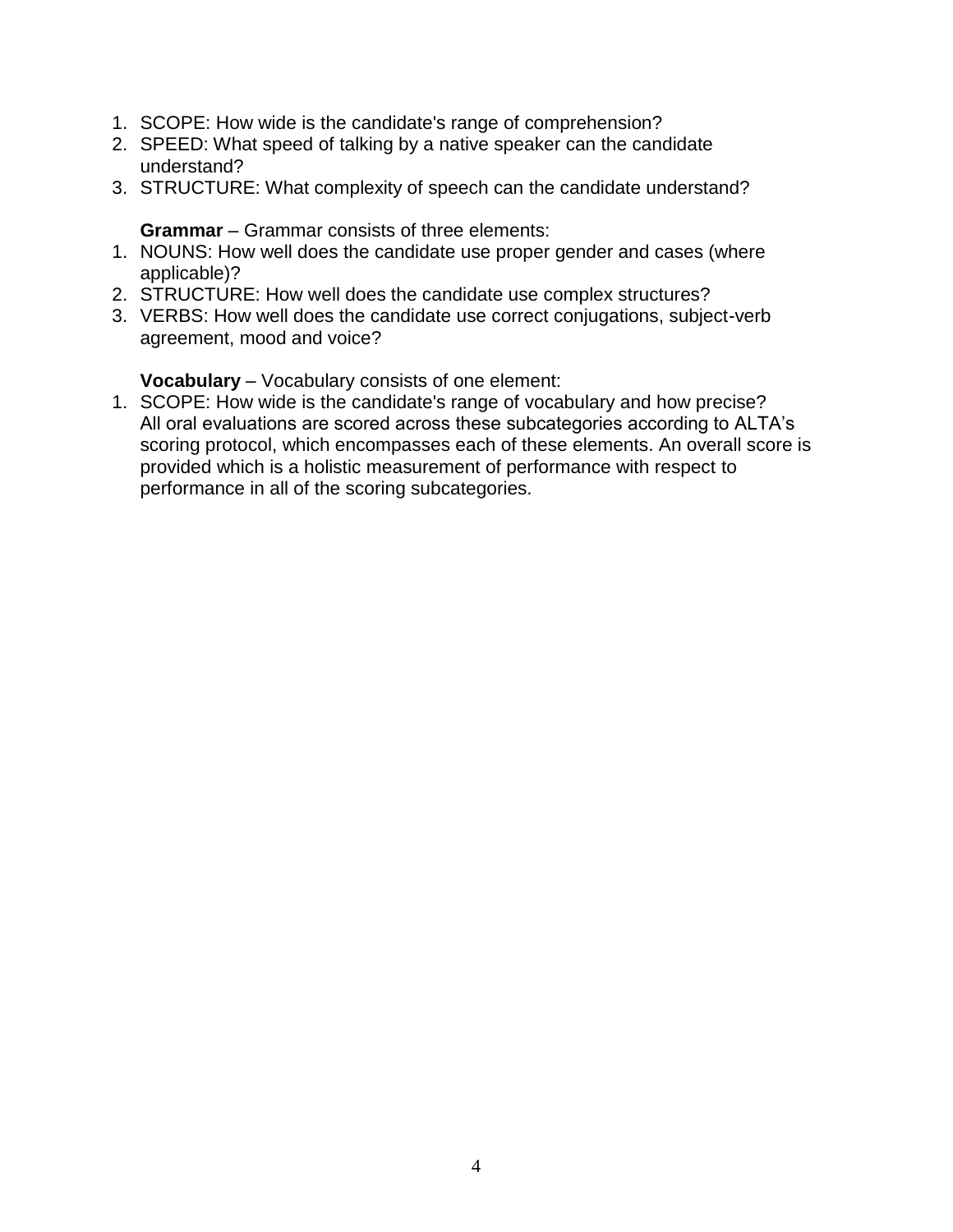1. SCOPE: How wide is the candidate's range of comprehension?
2. SPEED: What speed of talking by a native speaker can the candidate understand?
3. STRUCTURE: What complexity of speech can the candidate understand?

**Grammar** – Grammar consists of three elements:

1. NOUNS: How well does the candidate use proper gender and cases (where applicable)?
2. STRUCTURE: How well does the candidate use complex structures?
3. VERBS: How well does the candidate use correct conjugations, subject-verb agreement, mood and voice?

**Vocabulary** – Vocabulary consists of one element:

1. SCOPE: How wide is the candidate's range of vocabulary and how precise?
   All oral evaluations are scored across these subcategories according to ALTA's scoring protocol, which encompasses each of these elements. An overall score is provided which is a holistic measurement of performance with respect to performance in all of the scoring subcategories.